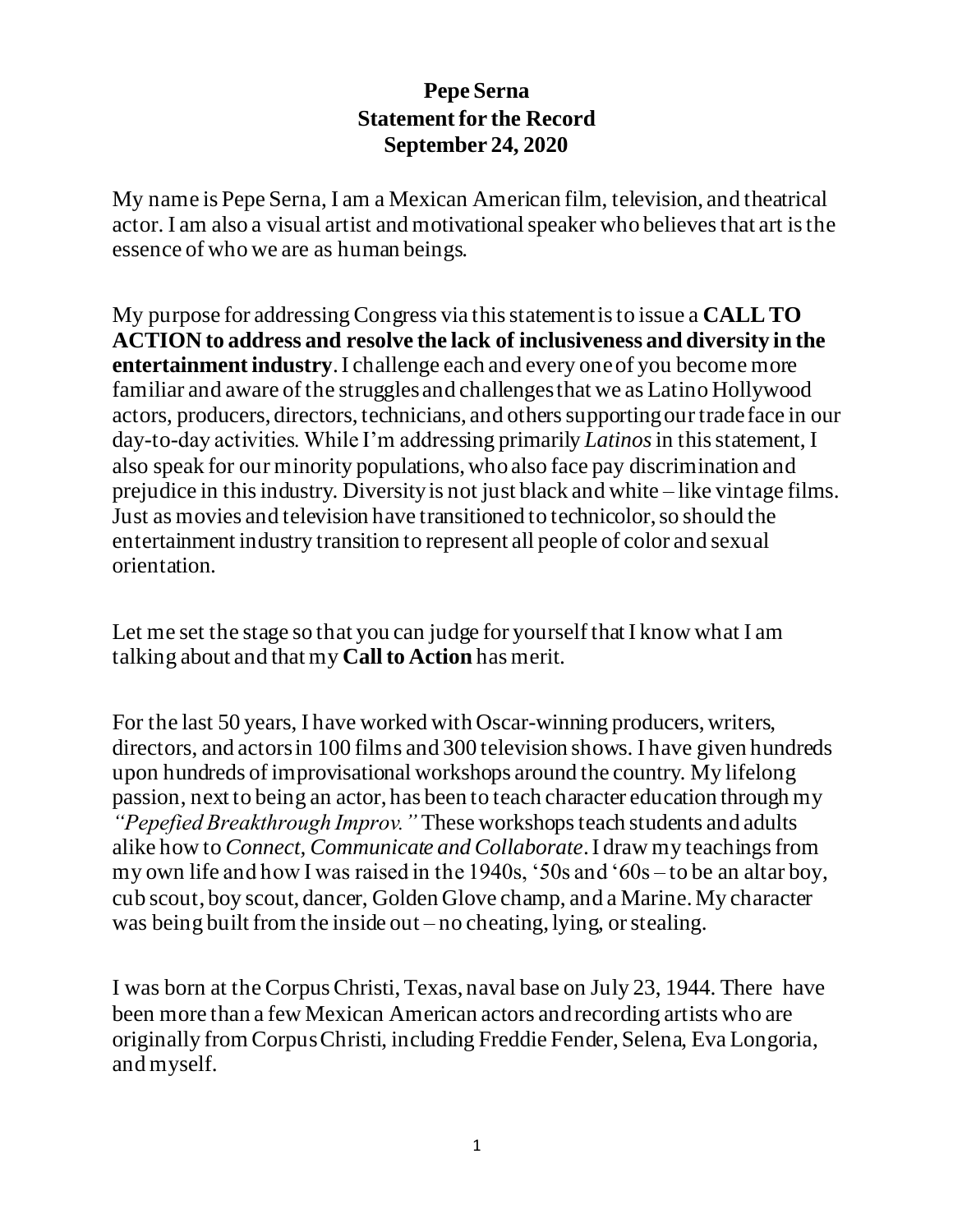# Pepe Serna
## Statement for the Record
## September 24, 2020

My name is Pepe Serna, I am a Mexican American film, television, and theatrical actor. I am also a visual artist and motivational speaker who believes that art is the essence of who we are as human beings.

My purpose for addressing Congress via this statement is to issue a **CALL TO ACTION to address and resolve the lack of inclusiveness and diversity in the entertainment industry**. I challenge each and every one of you become more familiar and aware of the struggles and challenges that we as Latino Hollywood actors, producers, directors, technicians, and others supporting our trade face in our day-to-day activities. While I'm addressing primarily *Latinos* in this statement, I also speak for our minority populations, who also face pay discrimination and prejudice in this industry. Diversity is not just black and white – like vintage films. Just as movies and television have transitioned to technicolor, so should the entertainment industry transition to represent all people of color and sexual orientation.

Let me set the stage so that you can judge for yourself that I know what I am talking about and that my **Call to Action** has merit.

For the last 50 years, I have worked with Oscar-winning producers, writers, directors, and actors in 100 films and 300 television shows. I have given hundreds upon hundreds of improvisational workshops around the country. My lifelong passion, next to being an actor, has been to teach character education through my *"Pepefied Breakthrough Improv."* These workshops teach students and adults alike how to *Connect, Communicate and Collaborate*. I draw my teachings from my own life and how I was raised in the 1940s, '50s and '60s – to be an altar boy, cub scout, boy scout, dancer, Golden Glove champ, and a Marine. My character was being built from the inside out – no cheating, lying, or stealing.

I was born at the Corpus Christi, Texas, naval base on July 23, 1944. There have been more than a few Mexican American actors and recording artists who are originally from Corpus Christi, including Freddie Fender, Selena, Eva Longoria, and myself.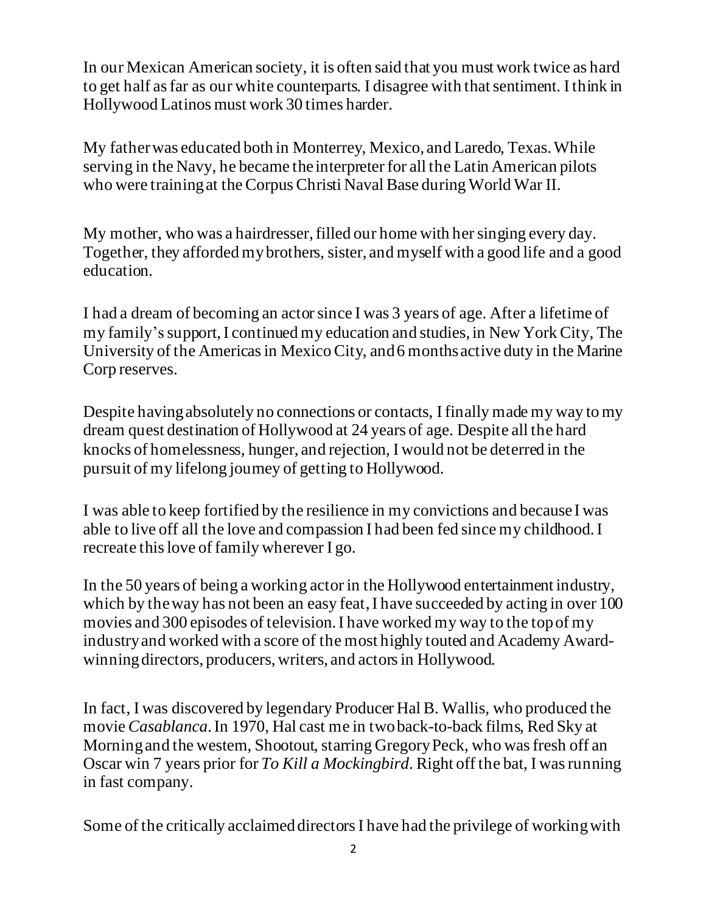In our Mexican American society, it is often said that you must work twice as hard to get half as far as our white counterparts. I disagree with that sentiment. I think in Hollywood Latinos must work 30 times harder.

My father was educated both in Monterrey, Mexico, and Laredo, Texas. While serving in the Navy, he became the interpreter for all the Latin American pilots who were training at the Corpus Christi Naval Base during World War II.

My mother, who was a hairdresser, filled our home with her singing every day. Together, they afforded my brothers, sister, and myself with a good life and a good education.

I had a dream of becoming an actor since I was 3 years of age. After a lifetime of my family's support, I continued my education and studies, in New York City, The University of the Americas in Mexico City, and 6 months active duty in the Marine Corp reserves.

Despite having absolutely no connections or contacts, I finally made my way to my dream quest destination of Hollywood at 24 years of age. Despite all the hard knocks of homelessness, hunger, and rejection, I would not be deterred in the pursuit of my lifelong journey of getting to Hollywood.

I was able to keep fortified by the resilience in my convictions and because I was able to live off all the love and compassion I had been fed since my childhood. I recreate this love of family wherever I go.

In the 50 years of being a working actor in the Hollywood entertainment industry, which by the way has not been an easy feat, I have succeeded by acting in over 100 movies and 300 episodes of television. I have worked my way to the top of my industry and worked with a score of the most highly touted and Academy Award-winning directors, producers, writers, and actors in Hollywood.

In fact, I was discovered by legendary Producer Hal B. Wallis, who produced the movie *Casablanca*. In 1970, Hal cast me in two back-to-back films, Red Sky at Morning and the western, Shootout, starring Gregory Peck, who was fresh off an Oscar win 7 years prior for *To Kill a Mockingbird*. Right off the bat, I was running in fast company.

Some of the critically acclaimed directors I have had the privilege of working with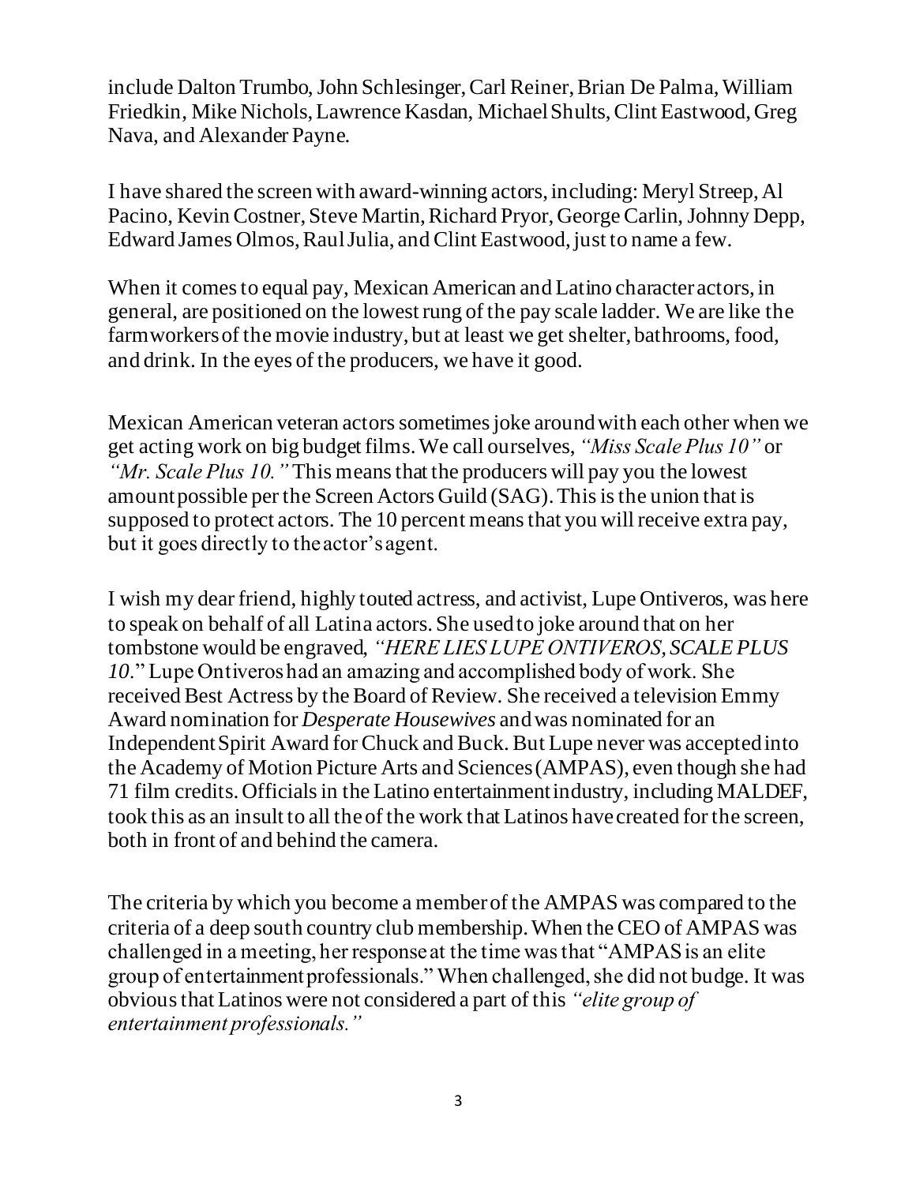include Dalton Trumbo, John Schlesinger, Carl Reiner, Brian De Palma, William Friedkin, Mike Nichols, Lawrence Kasdan, Michael Shults, Clint Eastwood, Greg Nava, and Alexander Payne.

I have shared the screen with award-winning actors, including: Meryl Streep, Al Pacino, Kevin Costner, Steve Martin, Richard Pryor, George Carlin, Johnny Depp, Edward James Olmos, Raul Julia, and Clint Eastwood, just to name a few.

When it comes to equal pay, Mexican American and Latino character actors, in general, are positioned on the lowest rung of the pay scale ladder. We are like the farmworkers of the movie industry, but at least we get shelter, bathrooms, food, and drink. In the eyes of the producers, we have it good.

Mexican American veteran actors sometimes joke around with each other when we get acting work on big budget films. We call ourselves, *"Miss Scale Plus 10"* or *"Mr. Scale Plus 10."* This means that the producers will pay you the lowest amount possible per the Screen Actors Guild (SAG). This is the union that is supposed to protect actors. The 10 percent means that you will receive extra pay, but it goes directly to the actor's agent.

I wish my dear friend, highly touted actress, and activist, Lupe Ontiveros, was here to speak on behalf of all Latina actors. She used to joke around that on her tombstone would be engraved, *"HERE LIES LUPE ONTIVEROS, SCALE PLUS 10*." Lupe Ontiveros had an amazing and accomplished body of work. She received Best Actress by the Board of Review. She received a television Emmy Award nomination for *Desperate Housewives* and was nominated for an Independent Spirit Award for Chuck and Buck. But Lupe never was accepted into the Academy of Motion Picture Arts and Sciences (AMPAS), even though she had 71 film credits. Officials in the Latino entertainment industry, including MALDEF, took this as an insult to all the of the work that Latinos have created for the screen, both in front of and behind the camera.

The criteria by which you become a member of the AMPAS was compared to the criteria of a deep south country club membership. When the CEO of AMPAS was challenged in a meeting, her response at the time was that "AMPAS is an elite group of entertainment professionals." When challenged, she did not budge. It was obvious that Latinos were not considered a part of this *"elite group of entertainment professionals."*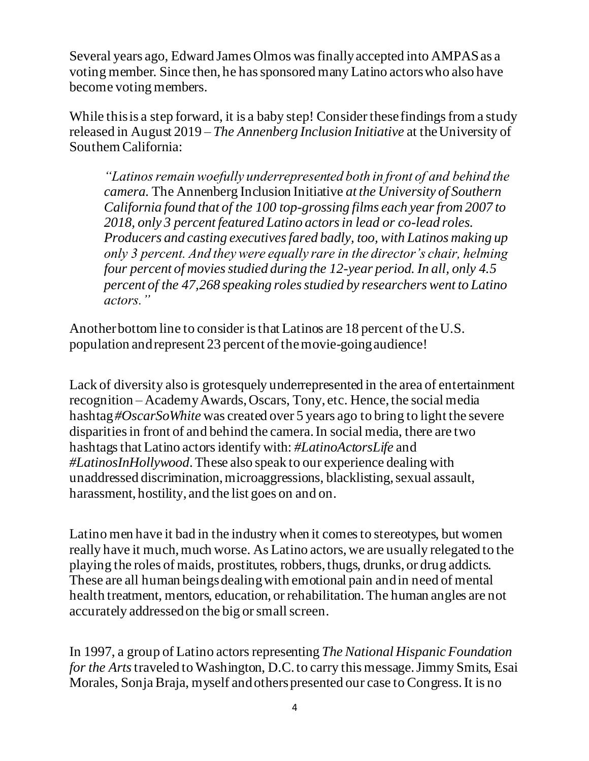Several years ago, Edward James Olmos was finally accepted into AMPAS as a voting member. Since then, he has sponsored many Latino actors who also have become voting members.

While this is a step forward, it is a baby step! Consider these findings from a study released in August 2019 – *The Annenberg Inclusion Initiative* at the University of Southern California:

> *"Latinos remain woefully underrepresented both in front of and behind the camera.* The Annenberg Inclusion Initiative *at the University of Southern California found that of the 100 top-grossing films each year from 2007 to 2018, only 3 percent featured Latino actors in lead or co-lead roles. Producers and casting executives fared badly, too, with Latinos making up only 3 percent. And they were equally rare in the director's chair, helming four percent of movies studied during the 12-year period. In all, only 4.5 percent of the 47,268 speaking roles studied by researchers went to Latino actors."*

Another bottom line to consider is that Latinos are 18 percent of the U.S. population and represent 23 percent of the movie-going audience!

Lack of diversity also is grotesquely underrepresented in the area of entertainment recognition – Academy Awards, Oscars, Tony, etc. Hence, the social media hashtag *#OscarSoWhite* was created over 5 years ago to bring to light the severe disparities in front of and behind the camera. In social media, there are two hashtags that Latino actors identify with: *#LatinoActorsLife* and *#LatinosInHollywood*. These also speak to our experience dealing with unaddressed discrimination, microaggressions, blacklisting, sexual assault, harassment, hostility, and the list goes on and on.

Latino men have it bad in the industry when it comes to stereotypes, but women really have it much, much worse. As Latino actors, we are usually relegated to the playing the roles of maids, prostitutes, robbers, thugs, drunks, or drug addicts. These are all human beings dealing with emotional pain and in need of mental health treatment, mentors, education, or rehabilitation. The human angles are not accurately addressed on the big or small screen.

In 1997, a group of Latino actors representing *The National Hispanic Foundation for the Arts* traveled to Washington, D.C. to carry this message. Jimmy Smits, Esai Morales, Sonja Braja, myself and others presented our case to Congress. It is no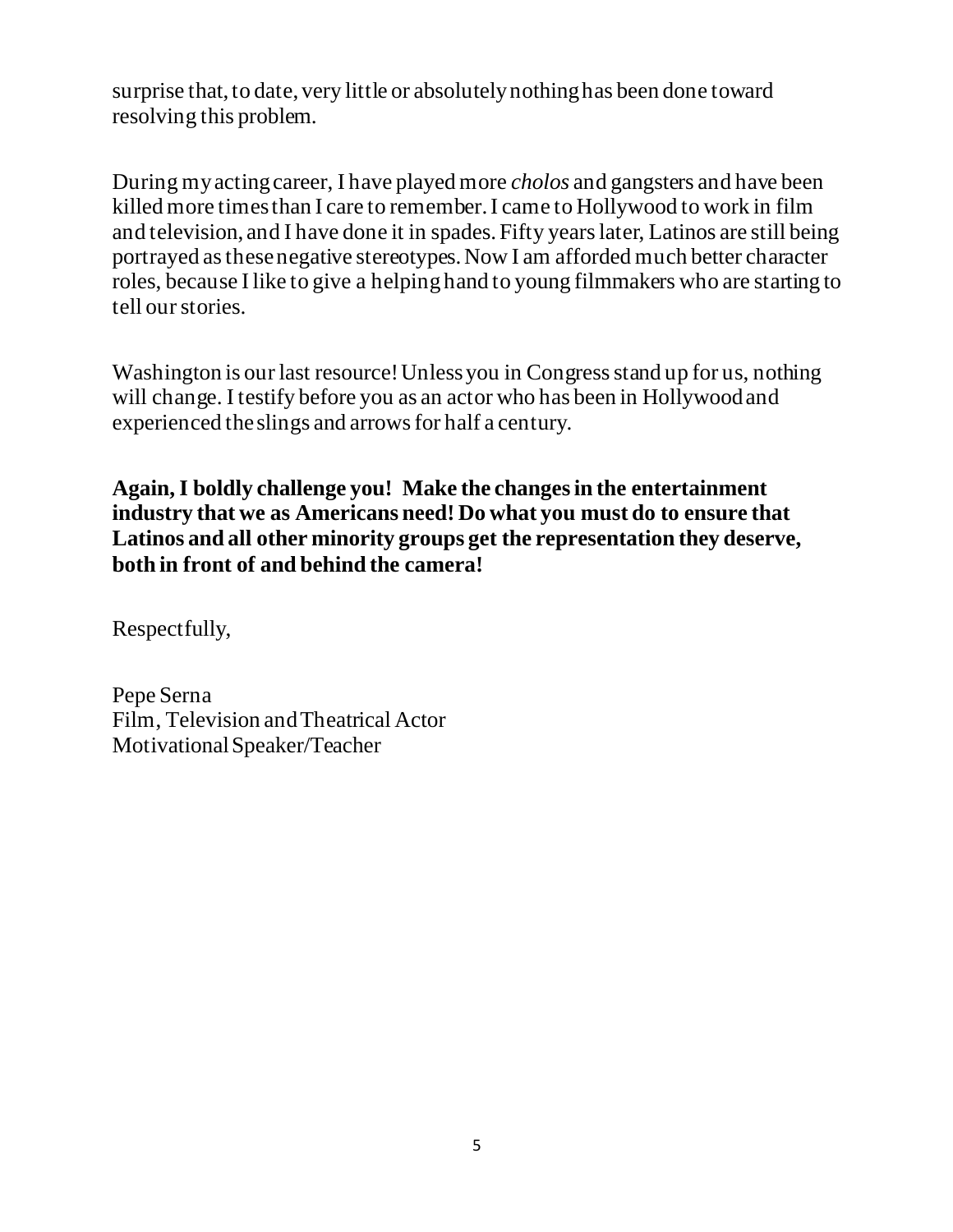surprise that, to date, very little or absolutely nothing has been done toward resolving this problem.

During my acting career, I have played more *cholos* and gangsters and have been killed more times than I care to remember. I came to Hollywood to work in film and television, and I have done it in spades. Fifty years later, Latinos are still being portrayed as these negative stereotypes. Now I am afforded much better character roles, because I like to give a helping hand to young filmmakers who are starting to tell our stories.

Washington is our last resource! Unless you in Congress stand up for us, nothing will change. I testify before you as an actor who has been in Hollywood and experienced the slings and arrows for half a century.

**Again, I boldly challenge you! Make the changes in the entertainment industry that we as Americans need! Do what you must do to ensure that Latinos and all other minority groups get the representation they deserve, both in front of and behind the camera!**

Respectfully,

Pepe Serna
Film, Television and Theatrical Actor
Motivational Speaker/Teacher